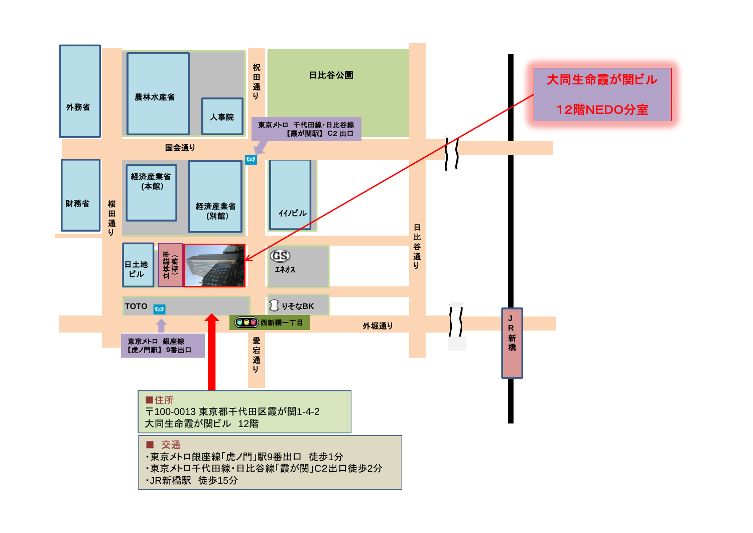大同生命霞が関ビル

12階NEDO分室

外務省

農林水産省

人事院

祝田通り

日比谷公園

東京メトロ　千代田線・日比谷線
【霞が関駅】 C2 出口

国会通り

財務省

桜田通り

経済産業省（本館）

経済産業省（別館）

イイノビル

日比谷通り

日土地ビル

立体駐車（有料）

GS エネオス

TOTO

りそなBK

西新橋一丁目

外堀通り

JR新橋

東京メトロ　銀座線
【虎ノ門駅】 9番出口

愛宕通り

■住所
〒100-0013 東京都千代田区霞が関1-4-2
大同生命霞が関ビル　12階

■ 交通
・東京メトロ銀座線「虎ノ門」駅9番出口　徒歩1分
・東京メトロ千代田線・日比谷線「霞が関」C2出口徒歩2分
・JR新橋駅　徒歩15分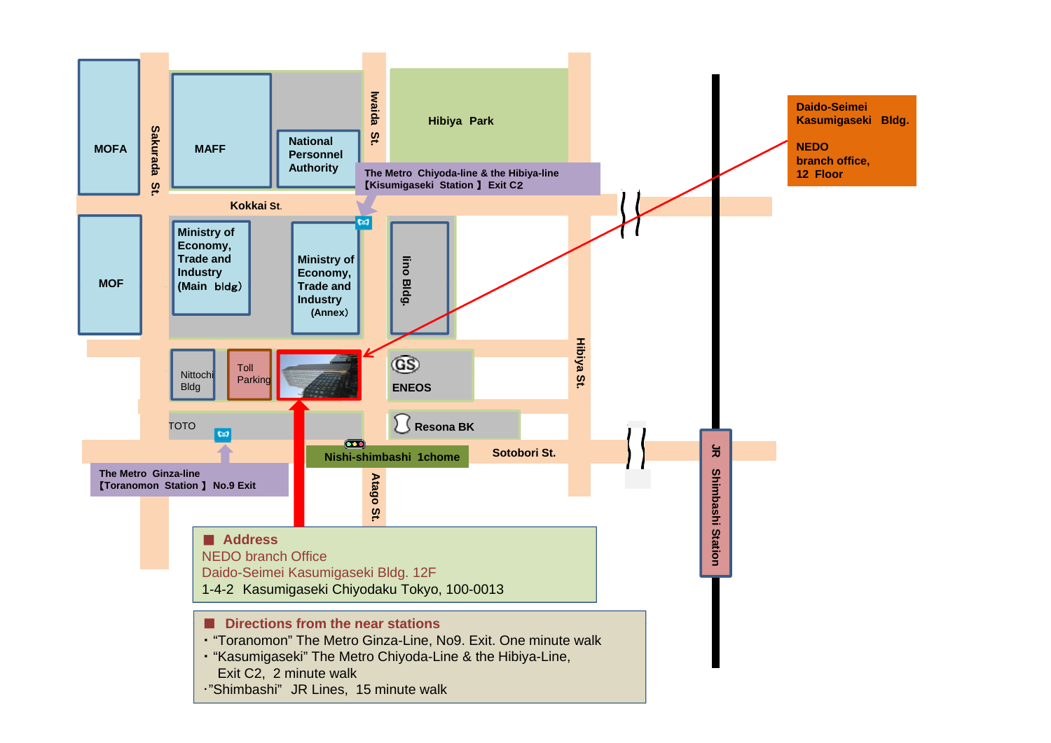Daido-Seimei Kasumigaseki Bldg.

NEDO branch office, 12 Floor

MOFA

Sakurada St.

MAFF

National Personnel Authority

Iwaida St.

Hibiya Park

The Metro Chiyoda-line & the Hibiya-line 【Kisumigaseki Station 】 Exit C2

Kokkai St.

MOF

Ministry of Economy, Trade and Industry (Main bldg)

Ministry of Economy, Trade and Industry (Annex)

Iino Bldg.

Nittochi Bldg

Toll Parking

GS

ENEOS

Hibiya St.

TOTO

Resona BK

Nishi-shimbashi 1chome

Sotobori St.

JR Shimbashi Station

The Metro Ginza-line 【Toranomon Station 】 No.9 Exit

Atago St.

## ■ Address

NEDO branch Office
Daido-Seimei Kasumigaseki Bldg. 12F
1-4-2 Kasumigaseki Chiyodaku Tokyo, 100-0013

## ■ Directions from the near stations

・"Toranomon" The Metro Ginza-Line, No9. Exit. One minute walk
・"Kasumigaseki" The Metro Chiyoda-Line & the Hibiya-Line, Exit C2, 2 minute walk
・"Shimbashi" JR Lines, 15 minute walk